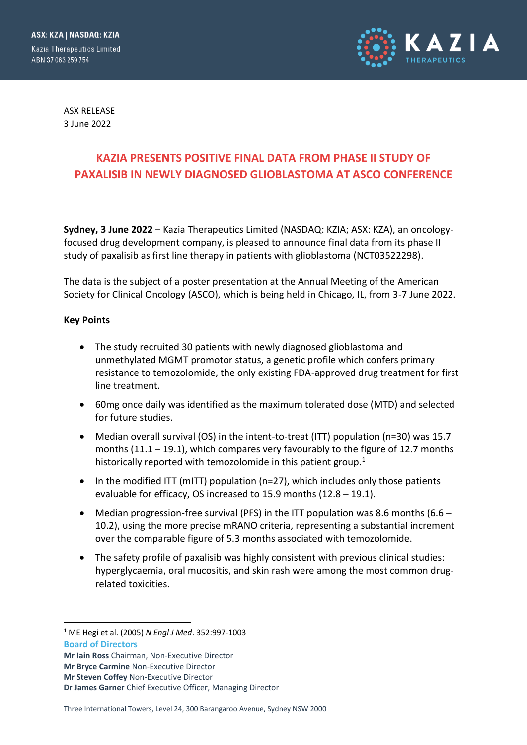ASX: KZA | NASDAQ: KZIA
Kazia Therapeutics Limited
ABN 37 063 259 754

ASX RELEASE
3 June 2022

# KAZIA PRESENTS POSITIVE FINAL DATA FROM PHASE II STUDY OF PAXALISIB IN NEWLY DIAGNOSED GLIOBLASTOMA AT ASCO CONFERENCE

**Sydney, 3 June 2022** – Kazia Therapeutics Limited (NASDAQ: KZIA; ASX: KZA), an oncology-focused drug development company, is pleased to announce final data from its phase II study of paxalisib as first line therapy in patients with glioblastoma (NCT03522298).

The data is the subject of a poster presentation at the Annual Meeting of the American Society for Clinical Oncology (ASCO), which is being held in Chicago, IL, from 3-7 June 2022.

**Key Points**

- The study recruited 30 patients with newly diagnosed glioblastoma and unmethylated MGMT promotor status, a genetic profile which confers primary resistance to temozolomide, the only existing FDA-approved drug treatment for first line treatment.
- 60mg once daily was identified as the maximum tolerated dose (MTD) and selected for future studies.
- Median overall survival (OS) in the intent-to-treat (ITT) population (n=30) was 15.7 months (11.1 – 19.1), which compares very favourably to the figure of 12.7 months historically reported with temozolomide in this patient group.[1]
- In the modified ITT (mITT) population (n=27), which includes only those patients evaluable for efficacy, OS increased to 15.9 months (12.8 – 19.1).
- Median progression-free survival (PFS) in the ITT population was 8.6 months (6.6 – 10.2), using the more precise mRANO criteria, representing a substantial increment over the comparable figure of 5.3 months associated with temozolomide.
- The safety profile of paxalisib was highly consistent with previous clinical studies: hyperglycaemia, oral mucositis, and skin rash were among the most common drug-related toxicities.

[1] ME Hegi et al. (2005) *N Engl J Med*. 352:997-1003

**Board of Directors**
**Mr Iain Ross** Chairman, Non-Executive Director
**Mr Bryce Carmine** Non-Executive Director
**Mr Steven Coffey** Non-Executive Director
**Dr James Garner** Chief Executive Officer, Managing Director

Three International Towers, Level 24, 300 Barangaroo Avenue, Sydney NSW 2000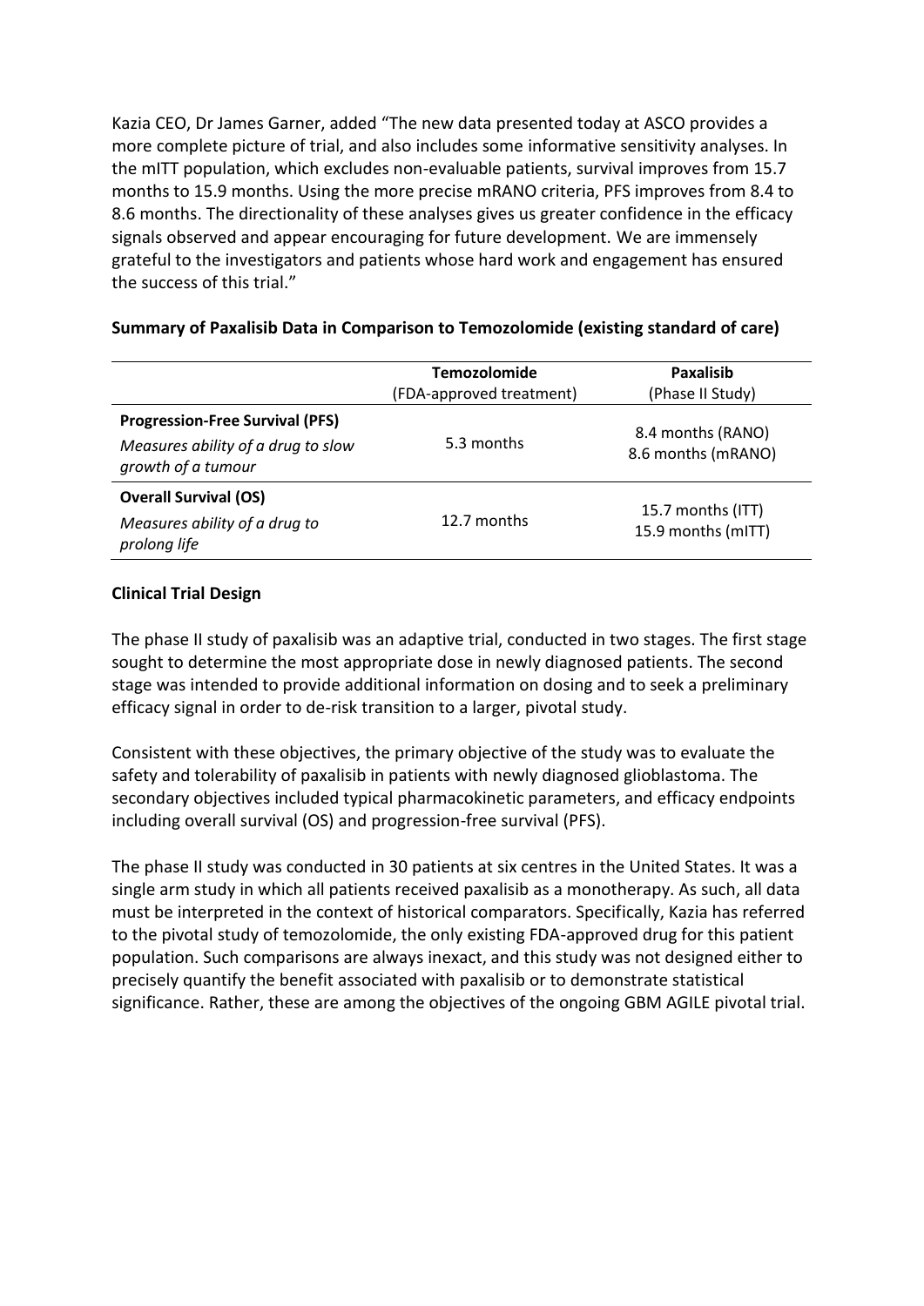Kazia CEO, Dr James Garner, added "The new data presented today at ASCO provides a more complete picture of trial, and also includes some informative sensitivity analyses. In the mITT population, which excludes non-evaluable patients, survival improves from 15.7 months to 15.9 months. Using the more precise mRANO criteria, PFS improves from 8.4 to 8.6 months. The directionality of these analyses gives us greater confidence in the efficacy signals observed and appear encouraging for future development. We are immensely grateful to the investigators and patients whose hard work and engagement has ensured the success of this trial."

**Summary of Paxalisib Data in Comparison to Temozolomide (existing standard of care)**

| | **Temozolomide** (FDA-approved treatment) | **Paxalisib** (Phase II Study) |
|---|---|---|
| **Progression-Free Survival (PFS)** *Measures ability of a drug to slow growth of a tumour* | 5.3 months | 8.4 months (RANO) 8.6 months (mRANO) |
| **Overall Survival (OS)** *Measures ability of a drug to prolong life* | 12.7 months | 15.7 months (ITT) 15.9 months (mITT) |

**Clinical Trial Design**

The phase II study of paxalisib was an adaptive trial, conducted in two stages. The first stage sought to determine the most appropriate dose in newly diagnosed patients. The second stage was intended to provide additional information on dosing and to seek a preliminary efficacy signal in order to de-risk transition to a larger, pivotal study.

Consistent with these objectives, the primary objective of the study was to evaluate the safety and tolerability of paxalisib in patients with newly diagnosed glioblastoma. The secondary objectives included typical pharmacokinetic parameters, and efficacy endpoints including overall survival (OS) and progression-free survival (PFS).

The phase II study was conducted in 30 patients at six centres in the United States. It was a single arm study in which all patients received paxalisib as a monotherapy. As such, all data must be interpreted in the context of historical comparators. Specifically, Kazia has referred to the pivotal study of temozolomide, the only existing FDA-approved drug for this patient population. Such comparisons are always inexact, and this study was not designed either to precisely quantify the benefit associated with paxalisib or to demonstrate statistical significance. Rather, these are among the objectives of the ongoing GBM AGILE pivotal trial.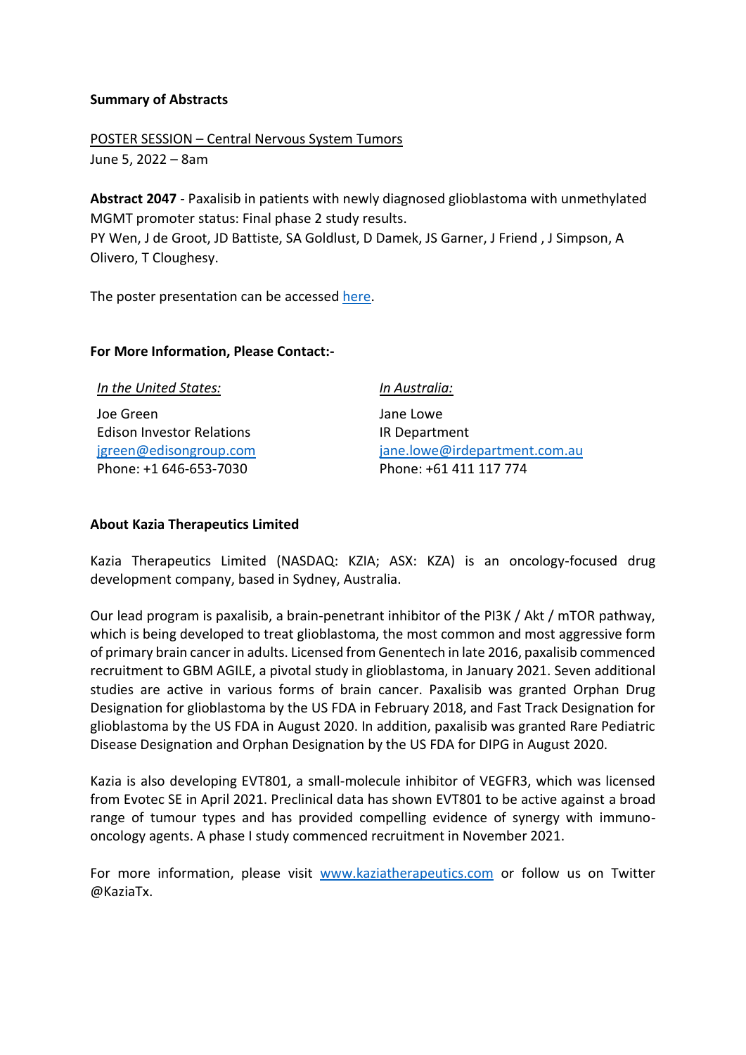**Summary of Abstracts**

POSTER SESSION – Central Nervous System Tumors
June 5, 2022 – 8am

**Abstract 2047** - Paxalisib in patients with newly diagnosed glioblastoma with unmethylated MGMT promoter status: Final phase 2 study results.
PY Wen, J de Groot, JD Battiste, SA Goldlust, D Damek, JS Garner, J Friend , J Simpson, A Olivero, T Cloughesy.

The poster presentation can be accessed here.

**For More Information, Please Contact:-**

*In the United States:*

Joe Green
Edison Investor Relations
jgreen@edisongroup.com
Phone: +1 646-653-7030

*In Australia:*

Jane Lowe
IR Department
jane.lowe@irdepartment.com.au
Phone: +61 411 117 774

**About Kazia Therapeutics Limited**

Kazia Therapeutics Limited (NASDAQ: KZIA; ASX: KZA) is an oncology-focused drug development company, based in Sydney, Australia.

Our lead program is paxalisib, a brain-penetrant inhibitor of the PI3K / Akt / mTOR pathway, which is being developed to treat glioblastoma, the most common and most aggressive form of primary brain cancer in adults. Licensed from Genentech in late 2016, paxalisib commenced recruitment to GBM AGILE, a pivotal study in glioblastoma, in January 2021. Seven additional studies are active in various forms of brain cancer. Paxalisib was granted Orphan Drug Designation for glioblastoma by the US FDA in February 2018, and Fast Track Designation for glioblastoma by the US FDA in August 2020. In addition, paxalisib was granted Rare Pediatric Disease Designation and Orphan Designation by the US FDA for DIPG in August 2020.

Kazia is also developing EVT801, a small-molecule inhibitor of VEGFR3, which was licensed from Evotec SE in April 2021. Preclinical data has shown EVT801 to be active against a broad range of tumour types and has provided compelling evidence of synergy with immuno-oncology agents. A phase I study commenced recruitment in November 2021.

For more information, please visit www.kaziatherapeutics.com or follow us on Twitter @KaziaTx.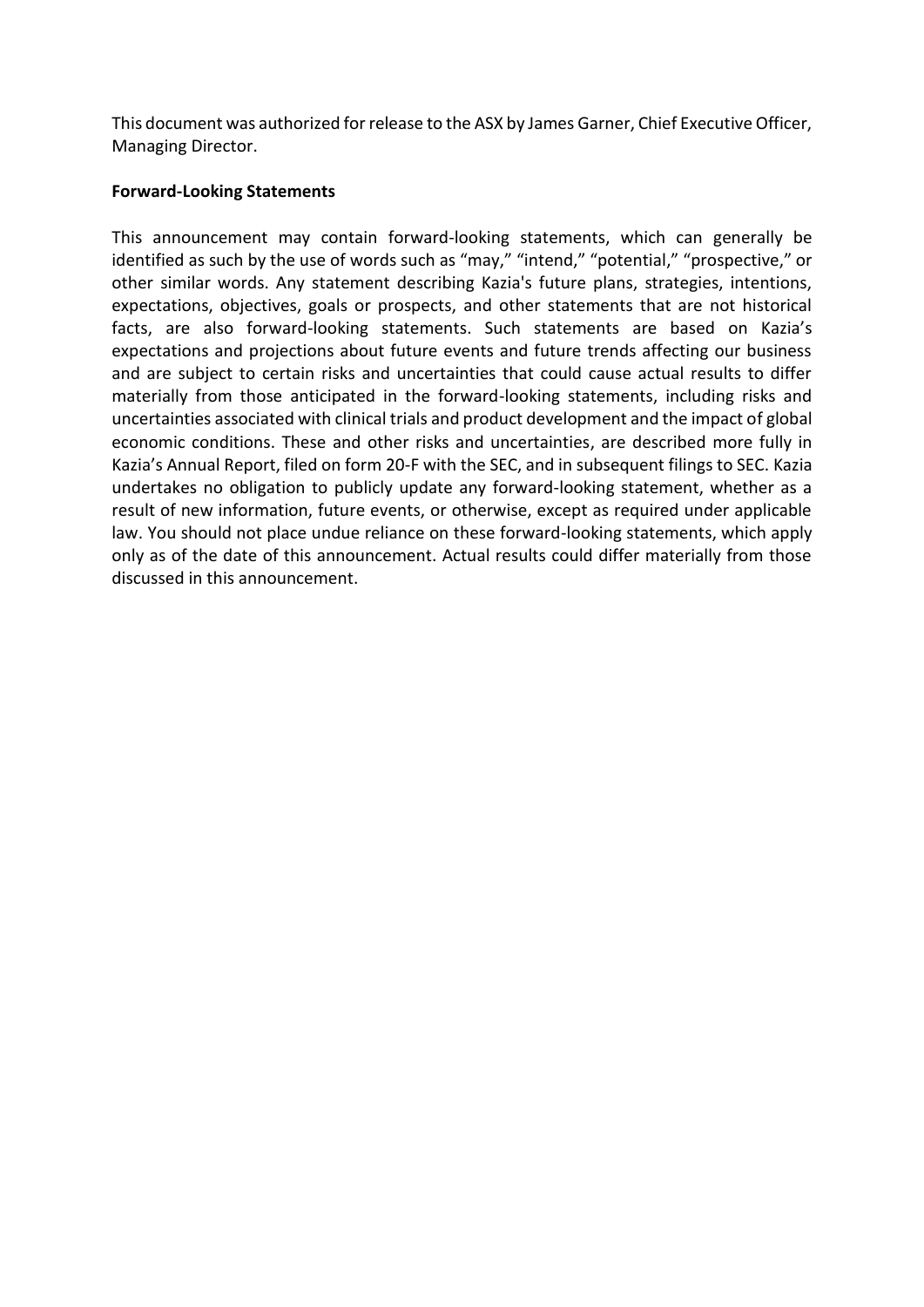This document was authorized for release to the ASX by James Garner, Chief Executive Officer, Managing Director.

**Forward-Looking Statements**

This announcement may contain forward-looking statements, which can generally be identified as such by the use of words such as "may," "intend," "potential," "prospective," or other similar words. Any statement describing Kazia's future plans, strategies, intentions, expectations, objectives, goals or prospects, and other statements that are not historical facts, are also forward-looking statements. Such statements are based on Kazia's expectations and projections about future events and future trends affecting our business and are subject to certain risks and uncertainties that could cause actual results to differ materially from those anticipated in the forward-looking statements, including risks and uncertainties associated with clinical trials and product development and the impact of global economic conditions. These and other risks and uncertainties, are described more fully in Kazia's Annual Report, filed on form 20-F with the SEC, and in subsequent filings to SEC. Kazia undertakes no obligation to publicly update any forward-looking statement, whether as a result of new information, future events, or otherwise, except as required under applicable law. You should not place undue reliance on these forward-looking statements, which apply only as of the date of this announcement. Actual results could differ materially from those discussed in this announcement.